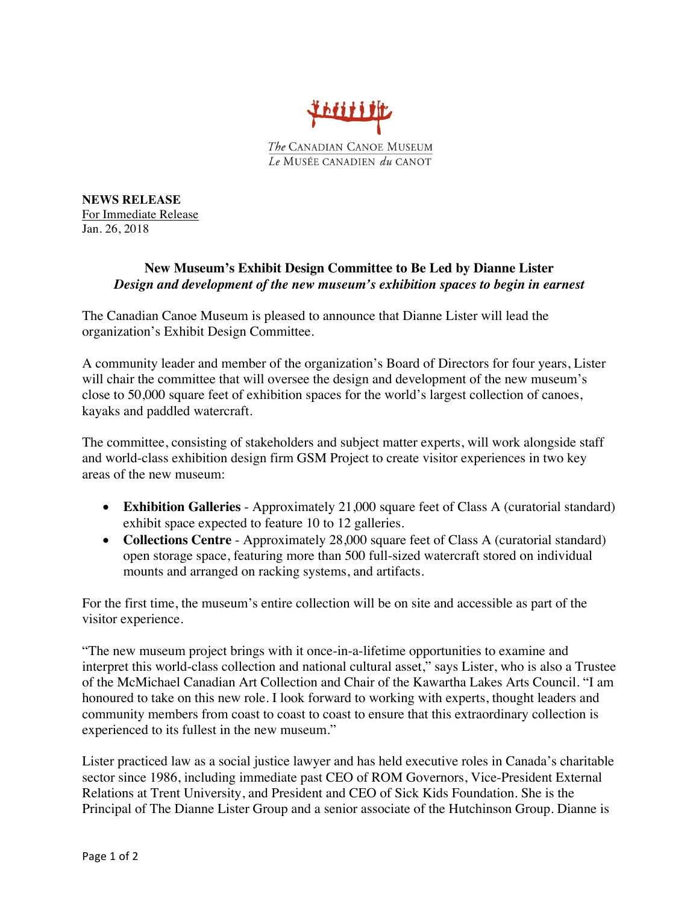The Canadian Canoe Museum
Le Musée canadien du canot

**NEWS RELEASE**
For Immediate Release
Jan. 26, 2018

## New Museum's Exhibit Design Committee to Be Led by Dianne Lister

***Design and development of the new museum's exhibition spaces to begin in earnest***

The Canadian Canoe Museum is pleased to announce that Dianne Lister will lead the organization's Exhibit Design Committee.

A community leader and member of the organization's Board of Directors for four years, Lister will chair the committee that will oversee the design and development of the new museum's close to 50,000 square feet of exhibition spaces for the world's largest collection of canoes, kayaks and paddled watercraft.

The committee, consisting of stakeholders and subject matter experts, will work alongside staff and world-class exhibition design firm GSM Project to create visitor experiences in two key areas of the new museum:

- **Exhibition Galleries** - Approximately 21,000 square feet of Class A (curatorial standard) exhibit space expected to feature 10 to 12 galleries.
- **Collections Centre** - Approximately 28,000 square feet of Class A (curatorial standard) open storage space, featuring more than 500 full-sized watercraft stored on individual mounts and arranged on racking systems, and artifacts.

For the first time, the museum's entire collection will be on site and accessible as part of the visitor experience.

"The new museum project brings with it once-in-a-lifetime opportunities to examine and interpret this world-class collection and national cultural asset," says Lister, who is also a Trustee of the McMichael Canadian Art Collection and Chair of the Kawartha Lakes Arts Council. "I am honoured to take on this new role. I look forward to working with experts, thought leaders and community members from coast to coast to coast to ensure that this extraordinary collection is experienced to its fullest in the new museum."

Lister practiced law as a social justice lawyer and has held executive roles in Canada's charitable sector since 1986, including immediate past CEO of ROM Governors, Vice-President External Relations at Trent University, and President and CEO of Sick Kids Foundation. She is the Principal of The Dianne Lister Group and a senior associate of the Hutchinson Group. Dianne is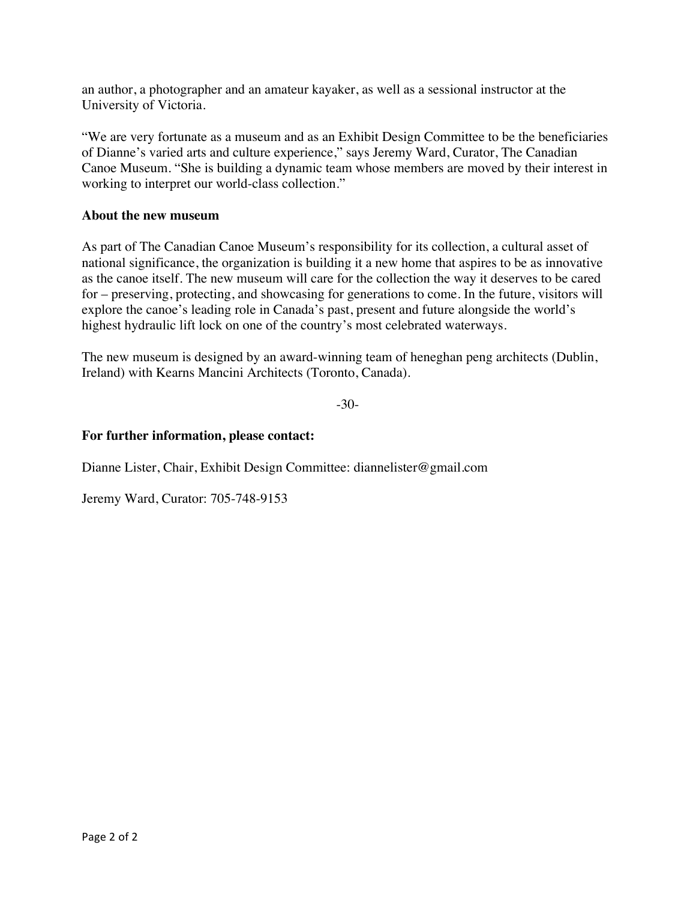an author, a photographer and an amateur kayaker, as well as a sessional instructor at the University of Victoria.

"We are very fortunate as a museum and as an Exhibit Design Committee to be the beneficiaries of Dianne's varied arts and culture experience," says Jeremy Ward, Curator, The Canadian Canoe Museum. "She is building a dynamic team whose members are moved by their interest in working to interpret our world-class collection."

**About the new museum**

As part of The Canadian Canoe Museum's responsibility for its collection, a cultural asset of national significance, the organization is building it a new home that aspires to be as innovative as the canoe itself. The new museum will care for the collection the way it deserves to be cared for – preserving, protecting, and showcasing for generations to come. In the future, visitors will explore the canoe's leading role in Canada's past, present and future alongside the world's highest hydraulic lift lock on one of the country's most celebrated waterways.

The new museum is designed by an award-winning team of heneghan peng architects (Dublin, Ireland) with Kearns Mancini Architects (Toronto, Canada).

-30-

**For further information, please contact:**

Dianne Lister, Chair, Exhibit Design Committee: diannelister@gmail.com

Jeremy Ward, Curator: 705-748-9153